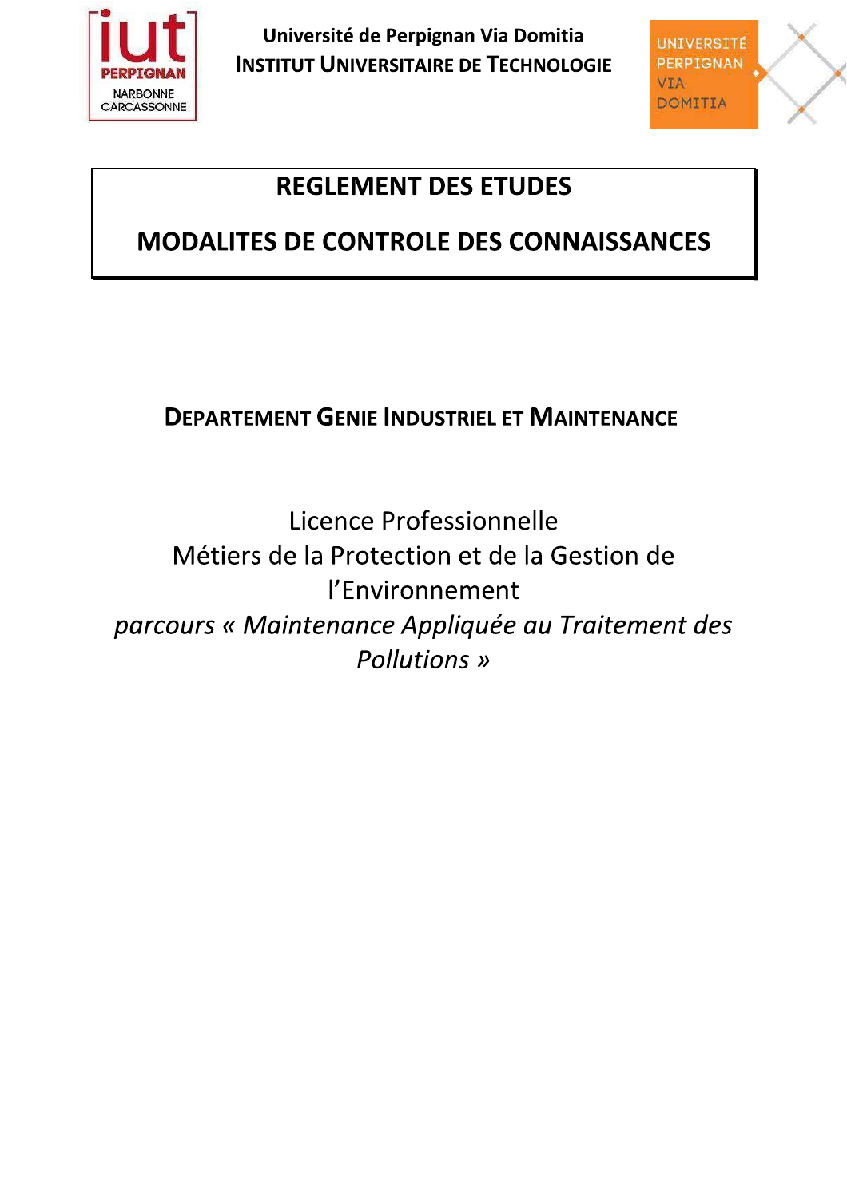**Université de Perpignan Via Domitia**
**INSTITUT UNIVERSITAIRE DE TECHNOLOGIE**

# REGLEMENT DES ETUDES

# MODALITES DE CONTROLE DES CONNAISSANCES

## DEPARTEMENT GENIE INDUSTRIEL ET MAINTENANCE

Licence Professionnelle
Métiers de la Protection et de la Gestion de l'Environnement
*parcours « Maintenance Appliquée au Traitement des Pollutions »*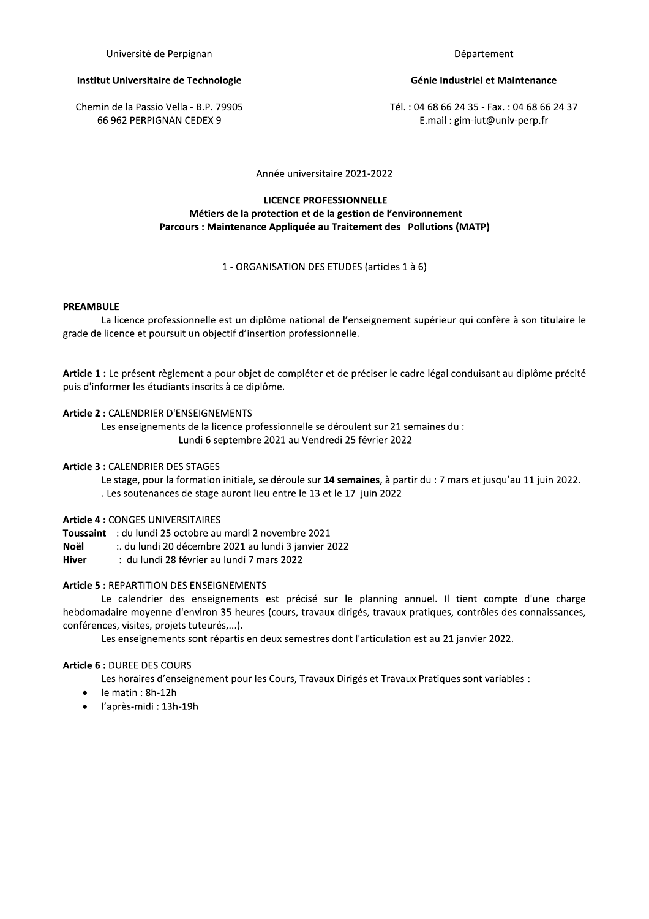Université de Perpignan

**Institut Universitaire de Technologie**

Chemin de la Passio Vella - B.P. 79905
66 962 PERPIGNAN CEDEX 9

Département

**Génie Industriel et Maintenance**

Tél. : 04 68 66 24 35 - Fax. : 04 68 66 24 37
E.mail : gim-iut@univ-perp.fr

Année universitaire 2021-2022

**LICENCE PROFESSIONNELLE**
**Métiers de la protection et de la gestion de l'environnement**
**Parcours : Maintenance Appliquée au Traitement des Pollutions (MATP)**

1 - ORGANISATION DES ETUDES (articles 1 à 6)

**PREAMBULE**

La licence professionnelle est un diplôme national de l'enseignement supérieur qui confère à son titulaire le grade de licence et poursuit un objectif d'insertion professionnelle.

**Article 1 :** Le présent règlement a pour objet de compléter et de préciser le cadre légal conduisant au diplôme précité puis d'informer les étudiants inscrits à ce diplôme.

**Article 2 :** CALENDRIER D'ENSEIGNEMENTS

Les enseignements de la licence professionnelle se déroulent sur 21 semaines du :
Lundi 6 septembre 2021 au Vendredi 25 février 2022

**Article 3 :** CALENDRIER DES STAGES

Le stage, pour la formation initiale, se déroule sur **14 semaines**, à partir du : 7 mars et jusqu'au 11 juin 2022.
. Les soutenances de stage auront lieu entre le 13 et le 17 juin 2022

**Article 4 :** CONGES UNIVERSITAIRES

**Toussaint** : du lundi 25 octobre au mardi 2 novembre 2021
**Noël** :. du lundi 20 décembre 2021 au lundi 3 janvier 2022
**Hiver** : du lundi 28 février au lundi 7 mars 2022

**Article 5 :** REPARTITION DES ENSEIGNEMENTS

Le calendrier des enseignements est précisé sur le planning annuel. Il tient compte d'une charge hebdomadaire moyenne d'environ 35 heures (cours, travaux dirigés, travaux pratiques, contrôles des connaissances, conférences, visites, projets tuteurés,...).

Les enseignements sont répartis en deux semestres dont l'articulation est au 21 janvier 2022.

**Article 6 :** DUREE DES COURS

Les horaires d'enseignement pour les Cours, Travaux Dirigés et Travaux Pratiques sont variables :

- le matin : 8h-12h
- l'après-midi : 13h-19h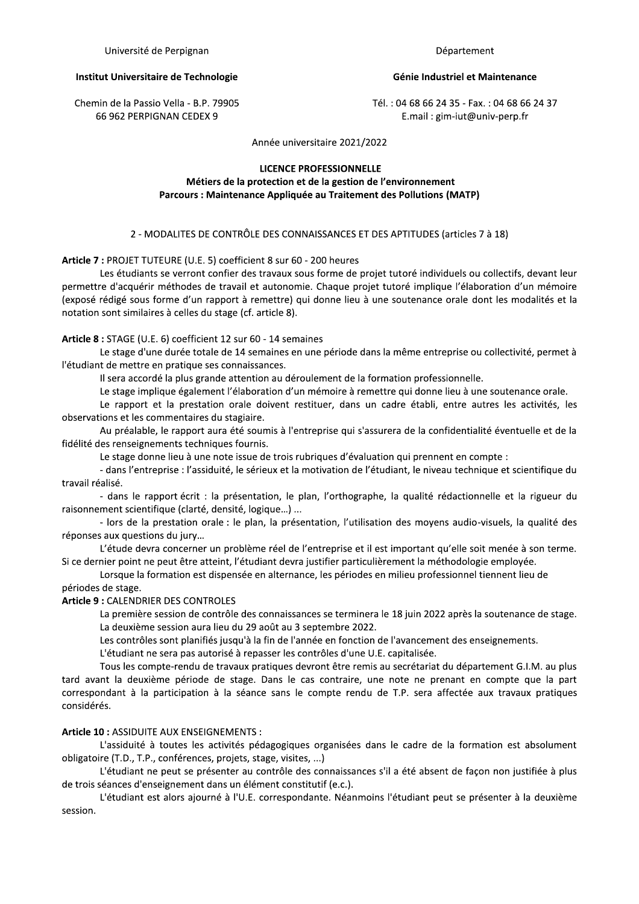Université de Perpignan

**Institut Universitaire de Technologie**

Chemin de la Passio Vella - B.P. 79905
66 962 PERPIGNAN CEDEX 9

Département

**Génie Industriel et Maintenance**

Tél. : 04 68 66 24 35 - Fax. : 04 68 66 24 37
E.mail : gim-iut@univ-perp.fr

Année universitaire 2021/2022

**LICENCE PROFESSIONNELLE**
**Métiers de la protection et de la gestion de l'environnement**
**Parcours : Maintenance Appliquée au Traitement des Pollutions (MATP)**

2 - MODALITES DE CONTRÔLE DES CONNAISSANCES ET DES APTITUDES (articles 7 à 18)

**Article 7 :** PROJET TUTEURE (U.E. 5) coefficient 8 sur 60 - 200 heures

Les étudiants se verront confier des travaux sous forme de projet tutoré individuels ou collectifs, devant leur permettre d'acquérir méthodes de travail et autonomie. Chaque projet tutoré implique l'élaboration d'un mémoire (exposé rédigé sous forme d'un rapport à remettre) qui donne lieu à une soutenance orale dont les modalités et la notation sont similaires à celles du stage (cf. article 8).

**Article 8 :** STAGE (U.E. 6) coefficient 12 sur 60 - 14 semaines

Le stage d'une durée totale de 14 semaines en une période dans la même entreprise ou collectivité, permet à l'étudiant de mettre en pratique ses connaissances.

Il sera accordé la plus grande attention au déroulement de la formation professionnelle.

Le stage implique également l'élaboration d'un mémoire à remettre qui donne lieu à une soutenance orale.

Le rapport et la prestation orale doivent restituer, dans un cadre établi, entre autres les activités, les observations et les commentaires du stagiaire.

Au préalable, le rapport aura été soumis à l'entreprise qui s'assurera de la confidentialité éventuelle et de la fidélité des renseignements techniques fournis.

Le stage donne lieu à une note issue de trois rubriques d'évaluation qui prennent en compte :

- dans l'entreprise : l'assiduité, le sérieux et la motivation de l'étudiant, le niveau technique et scientifique du travail réalisé.
- dans le rapport écrit : la présentation, le plan, l'orthographe, la qualité rédactionnelle et la rigueur du raisonnement scientifique (clarté, densité, logique…) ...
- lors de la prestation orale : le plan, la présentation, l'utilisation des moyens audio-visuels, la qualité des réponses aux questions du jury…

L'étude devra concerner un problème réel de l'entreprise et il est important qu'elle soit menée à son terme. Si ce dernier point ne peut être atteint, l'étudiant devra justifier particulièrement la méthodologie employée.

Lorsque la formation est dispensée en alternance, les périodes en milieu professionnel tiennent lieu de périodes de stage.

**Article 9 :** CALENDRIER DES CONTROLES

La première session de contrôle des connaissances se terminera le 18 juin 2022 après la soutenance de stage.

La deuxième session aura lieu du 29 août au 3 septembre 2022.

Les contrôles sont planifiés jusqu'à la fin de l'année en fonction de l'avancement des enseignements.

L'étudiant ne sera pas autorisé à repasser les contrôles d'une U.E. capitalisée.

Tous les compte-rendu de travaux pratiques devront être remis au secrétariat du département G.I.M. au plus tard avant la deuxième période de stage. Dans le cas contraire, une note ne prenant en compte que la part correspondant à la participation à la séance sans le compte rendu de T.P. sera affectée aux travaux pratiques considérés.

**Article 10 :** ASSIDUITE AUX ENSEIGNEMENTS :

L'assiduité à toutes les activités pédagogiques organisées dans le cadre de la formation est absolument obligatoire (T.D., T.P., conférences, projets, stage, visites, ...)

L'étudiant ne peut se présenter au contrôle des connaissances s'il a été absent de façon non justifiée à plus de trois séances d'enseignement dans un élément constitutif (e.c.).

L'étudiant est alors ajourné à l'U.E. correspondante. Néanmoins l'étudiant peut se présenter à la deuxième session.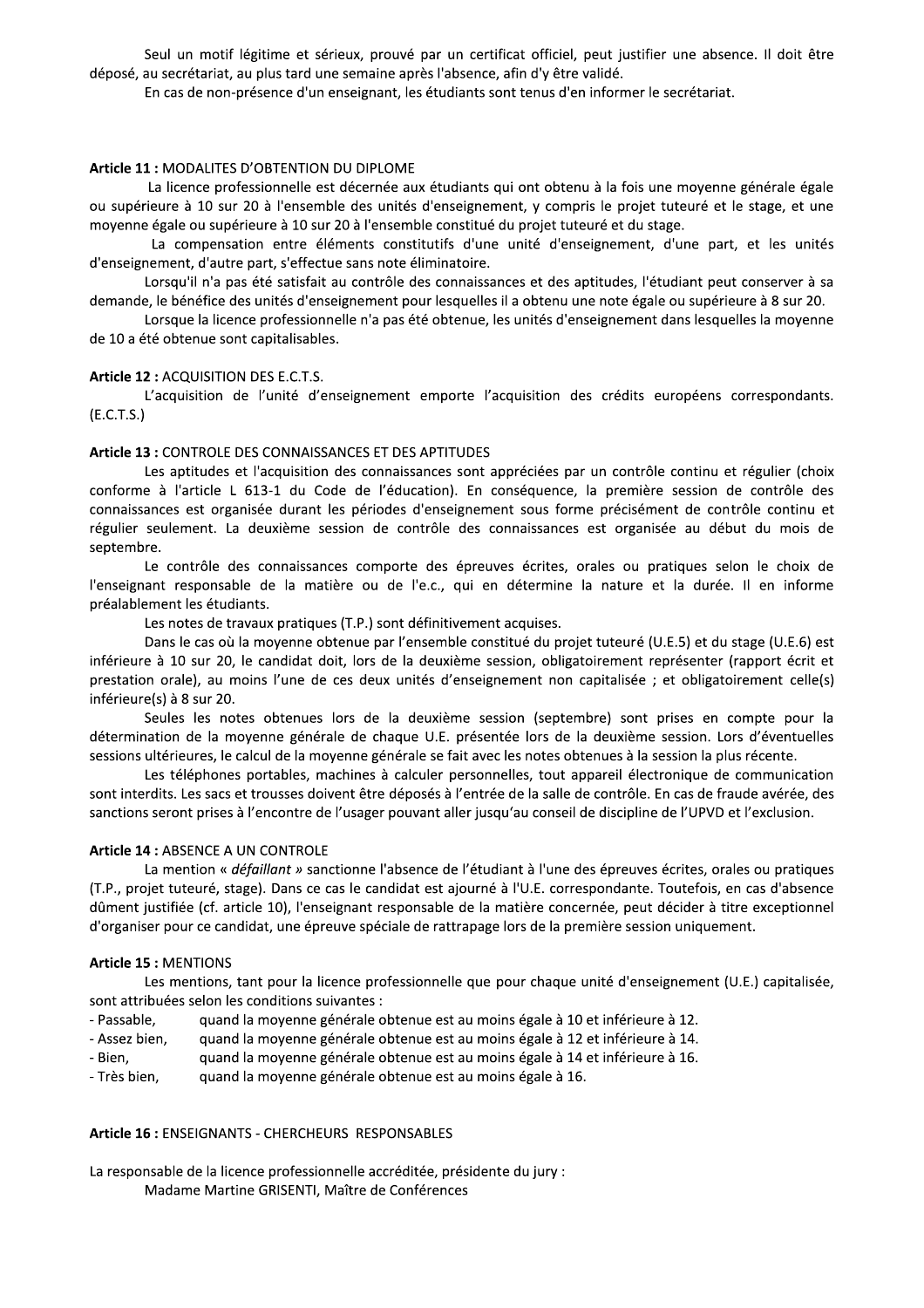Seul un motif légitime et sérieux, prouvé par un certificat officiel, peut justifier une absence. Il doit être déposé, au secrétariat, au plus tard une semaine après l'absence, afin d'y être validé.

En cas de non-présence d'un enseignant, les étudiants sont tenus d'en informer le secrétariat.

**Article 11 :** MODALITES D'OBTENTION DU DIPLOME

La licence professionnelle est décernée aux étudiants qui ont obtenu à la fois une moyenne générale égale ou supérieure à 10 sur 20 à l'ensemble des unités d'enseignement, y compris le projet tuteuré et le stage, et une moyenne égale ou supérieure à 10 sur 20 à l'ensemble constitué du projet tuteuré et du stage.

La compensation entre éléments constitutifs d'une unité d'enseignement, d'une part, et les unités d'enseignement, d'autre part, s'effectue sans note éliminatoire.

Lorsqu'il n'a pas été satisfait au contrôle des connaissances et des aptitudes, l'étudiant peut conserver à sa demande, le bénéfice des unités d'enseignement pour lesquelles il a obtenu une note égale ou supérieure à 8 sur 20.

Lorsque la licence professionnelle n'a pas été obtenue, les unités d'enseignement dans lesquelles la moyenne de 10 a été obtenue sont capitalisables.

**Article 12 :** ACQUISITION DES E.C.T.S.

L'acquisition de l'unité d'enseignement emporte l'acquisition des crédits européens correspondants. (E.C.T.S.)

**Article 13 :** CONTROLE DES CONNAISSANCES ET DES APTITUDES

Les aptitudes et l'acquisition des connaissances sont appréciées par un contrôle continu et régulier (choix conforme à l'article L 613-1 du Code de l'éducation). En conséquence, la première session de contrôle des connaissances est organisée durant les périodes d'enseignement sous forme précisément de contrôle continu et régulier seulement. La deuxième session de contrôle des connaissances est organisée au début du mois de septembre.

Le contrôle des connaissances comporte des épreuves écrites, orales ou pratiques selon le choix de l'enseignant responsable de la matière ou de l'e.c., qui en détermine la nature et la durée. Il en informe préalablement les étudiants.

Les notes de travaux pratiques (T.P.) sont définitivement acquises.

Dans le cas où la moyenne obtenue par l'ensemble constitué du projet tuteuré (U.E.5) et du stage (U.E.6) est inférieure à 10 sur 20, le candidat doit, lors de la deuxième session, obligatoirement représenter (rapport écrit et prestation orale), au moins l'une de ces deux unités d'enseignement non capitalisée ; et obligatoirement celle(s) inférieure(s) à 8 sur 20.

Seules les notes obtenues lors de la deuxième session (septembre) sont prises en compte pour la détermination de la moyenne générale de chaque U.E. présentée lors de la deuxième session. Lors d'éventuelles sessions ultérieures, le calcul de la moyenne générale se fait avec les notes obtenues à la session la plus récente.

Les téléphones portables, machines à calculer personnelles, tout appareil électronique de communication sont interdits. Les sacs et trousses doivent être déposés à l'entrée de la salle de contrôle. En cas de fraude avérée, des sanctions seront prises à l'encontre de l'usager pouvant aller jusqu'au conseil de discipline de l'UPVD et l'exclusion.

**Article 14 :** ABSENCE A UN CONTROLE

La mention « *défaillant* » sanctionne l'absence de l'étudiant à l'une des épreuves écrites, orales ou pratiques (T.P., projet tuteuré, stage). Dans ce cas le candidat est ajourné à l'U.E. correspondante. Toutefois, en cas d'absence dûment justifiée (cf. article 10), l'enseignant responsable de la matière concernée, peut décider à titre exceptionnel d'organiser pour ce candidat, une épreuve spéciale de rattrapage lors de la première session uniquement.

**Article 15 :** MENTIONS

Les mentions, tant pour la licence professionnelle que pour chaque unité d'enseignement (U.E.) capitalisée, sont attribuées selon les conditions suivantes :

- Passable, quand la moyenne générale obtenue est au moins égale à 10 et inférieure à 12.
- Assez bien, quand la moyenne générale obtenue est au moins égale à 12 et inférieure à 14.
- Bien, quand la moyenne générale obtenue est au moins égale à 14 et inférieure à 16.
- Très bien, quand la moyenne générale obtenue est au moins égale à 16.

**Article 16 :** ENSEIGNANTS - CHERCHEURS RESPONSABLES

La responsable de la licence professionnelle accréditée, présidente du jury :

Madame Martine GRISENTI, Maître de Conférences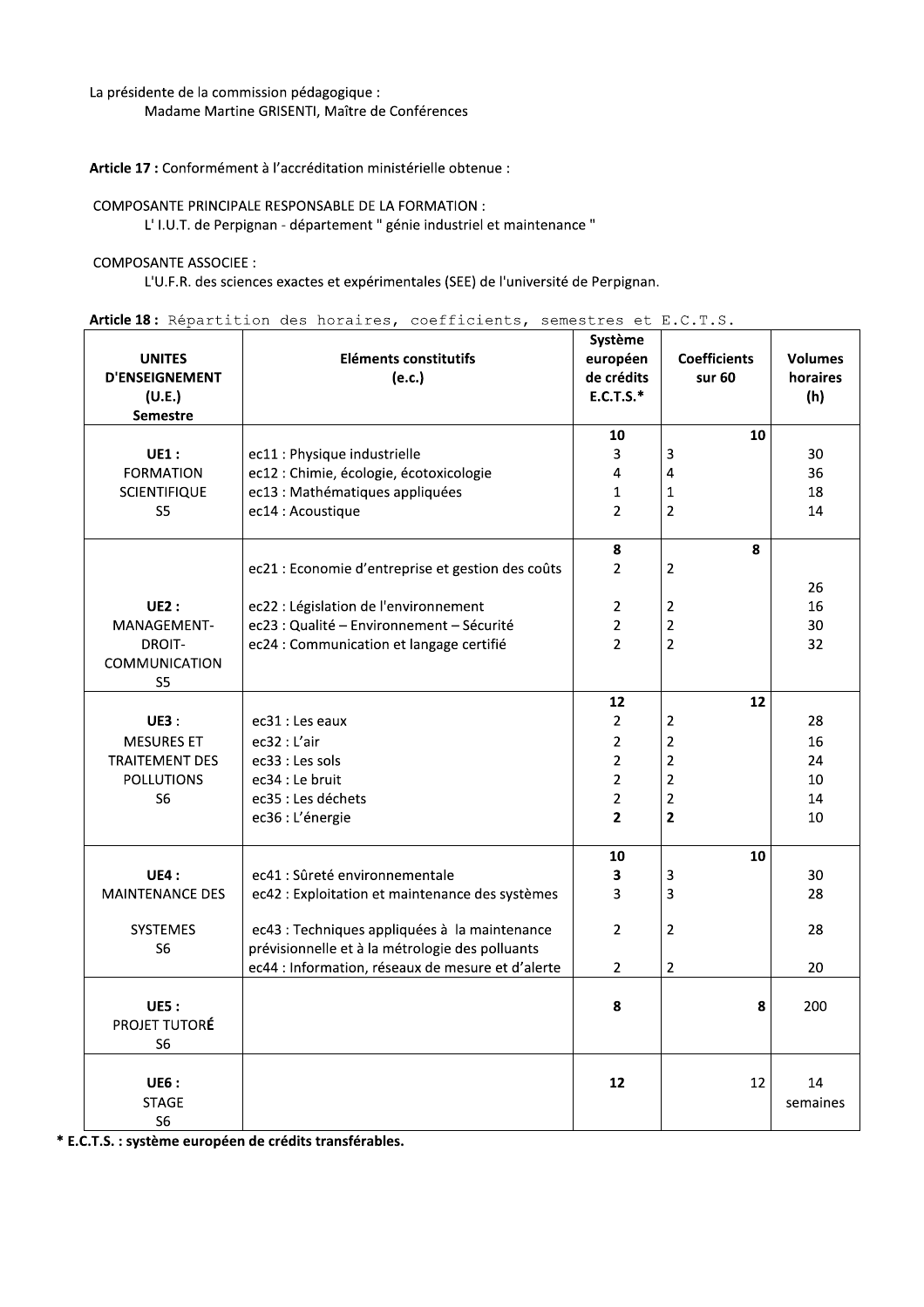La présidente de la commission pédagogique :
Madame Martine GRISENTI, Maître de Conférences

**Article 17 :** Conformément à l'accréditation ministérielle obtenue :

COMPOSANTE PRINCIPALE RESPONSABLE DE LA FORMATION :
L' I.U.T. de Perpignan - département " génie industriel et maintenance "

COMPOSANTE ASSOCIEE :
L'U.F.R. des sciences exactes et expérimentales (SEE) de l'université de Perpignan.

**Article 18 :** Répartition des horaires, coefficients, semestres et E.C.T.S.

| **UNITES D'ENSEIGNEMENT (U.E.) Semestre** | **Eléments constitutifs (e.c.)** | **Système européen de crédits E.C.T.S.*** | **Coefficients sur 60** | **Volumes horaires (h)** |
|---|---|---|---|---|
| **UE1 :** FORMATION SCIENTIFIQUE S5 | | **10** | **10** | |
| | ec11 : Physique industrielle | 3 | 3 | 30 |
| | ec12 : Chimie, écologie, écotoxicologie | 4 | 4 | 36 |
| | ec13 : Mathématiques appliquées | 1 | 1 | 18 |
| | ec14 : Acoustique | 2 | 2 | 14 |
| **UE2 :** MANAGEMENT-DROIT-COMMUNICATION S5 | | **8** | **8** | |
| | ec21 : Economie d'entreprise et gestion des coûts | 2 | 2 | 26 |
| | ec22 : Législation de l'environnement | 2 | 2 | 16 |
| | ec23 : Qualité – Environnement – Sécurité | 2 | 2 | 30 |
| | ec24 : Communication et langage certifié | 2 | 2 | 32 |
| **UE3** : MESURES ET TRAITEMENT DES POLLUTIONS S6 | | **12** | **12** | |
| | ec31 : Les eaux | 2 | 2 | 28 |
| | ec32 : L'air | 2 | 2 | 16 |
| | ec33 : Les sols | 2 | 2 | 24 |
| | ec34 : Le bruit | 2 | 2 | 10 |
| | ec35 : Les déchets | 2 | 2 | 14 |
| | ec36 : L'énergie | **2** | **2** | 10 |
| **UE4 :** MAINTENANCE DES SYSTEMES S6 | | **10** | **10** | |
| | ec41 : Sûreté environnementale | **3** | 3 | 30 |
| | ec42 : Exploitation et maintenance des systèmes | 3 | 3 | 28 |
| | ec43 : Techniques appliquées à la maintenance prévisionnelle et à la métrologie des polluants | 2 | 2 | 28 |
| | ec44 : Information, réseaux de mesure et d'alerte | 2 | 2 | 20 |
| **UE5 :** PROJET TUTORÉ S6 | | **8** | **8** | 200 |
| **UE6 :** STAGE S6 | | **12** | 12 | 14 semaines |

**\* E.C.T.S. : système européen de crédits transférables.**